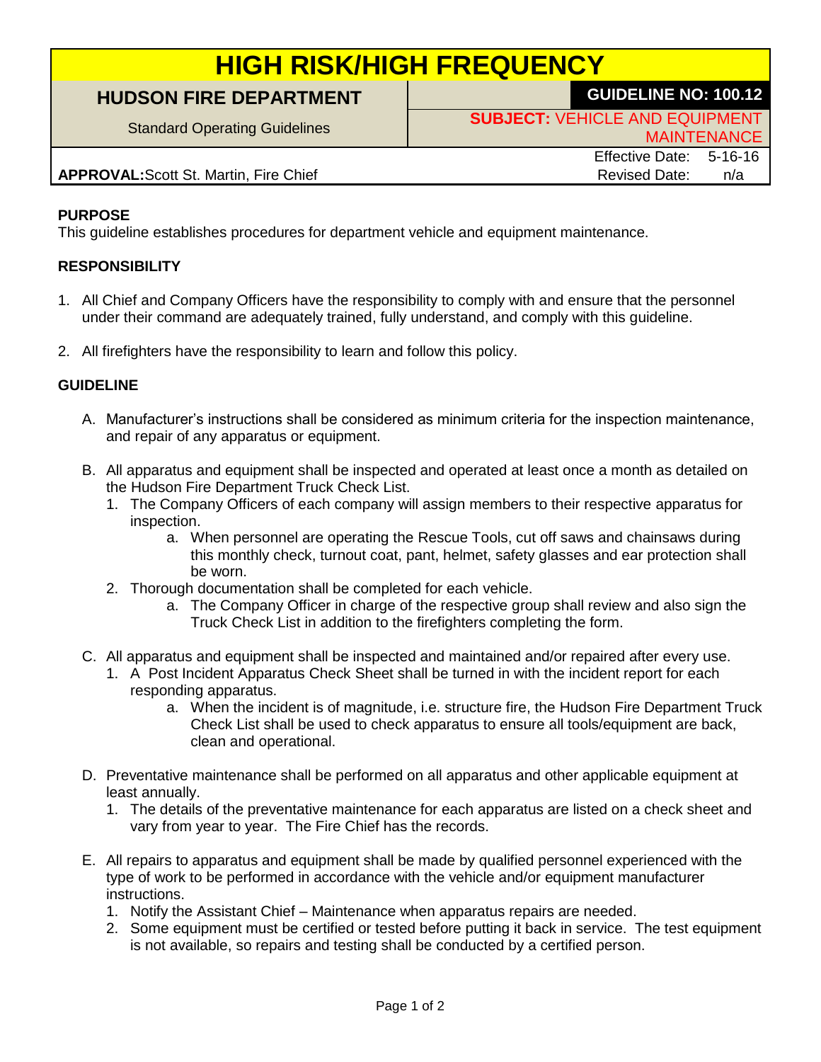# HIGH RISK/HIGH FREQUENCY

| HUDSON FIRE DEPARTMENT | GUIDELINE NO: 100.12 |
| --- | --- |
| Standard Operating Guidelines | **SUBJECT:** VEHICLE AND EQUIPMENT MAINTENANCE |
| **APPROVAL:** Scott St. Martin, Fire Chief | Effective Date: 5-16-16<br>Revised Date: n/a |

**PURPOSE**

This guideline establishes procedures for department vehicle and equipment maintenance.

**RESPONSIBILITY**

1. All Chief and Company Officers have the responsibility to comply with and ensure that the personnel under their command are adequately trained, fully understand, and comply with this guideline.
2. All firefighters have the responsibility to learn and follow this policy.

**GUIDELINE**

A. Manufacturer's instructions shall be considered as minimum criteria for the inspection maintenance, and repair of any apparatus or equipment.

B. All apparatus and equipment shall be inspected and operated at least once a month as detailed on the Hudson Fire Department Truck Check List.
   1. The Company Officers of each company will assign members to their respective apparatus for inspection.
      a. When personnel are operating the Rescue Tools, cut off saws and chainsaws during this monthly check, turnout coat, pant, helmet, safety glasses and ear protection shall be worn.
   2. Thorough documentation shall be completed for each vehicle.
      a. The Company Officer in charge of the respective group shall review and also sign the Truck Check List in addition to the firefighters completing the form.

C. All apparatus and equipment shall be inspected and maintained and/or repaired after every use.
   1. A Post Incident Apparatus Check Sheet shall be turned in with the incident report for each responding apparatus.
      a. When the incident is of magnitude, i.e. structure fire, the Hudson Fire Department Truck Check List shall be used to check apparatus to ensure all tools/equipment are back, clean and operational.

D. Preventative maintenance shall be performed on all apparatus and other applicable equipment at least annually.
   1. The details of the preventative maintenance for each apparatus are listed on a check sheet and vary from year to year. The Fire Chief has the records.

E. All repairs to apparatus and equipment shall be made by qualified personnel experienced with the type of work to be performed in accordance with the vehicle and/or equipment manufacturer instructions.
   1. Notify the Assistant Chief – Maintenance when apparatus repairs are needed.
   2. Some equipment must be certified or tested before putting it back in service. The test equipment is not available, so repairs and testing shall be conducted by a certified person.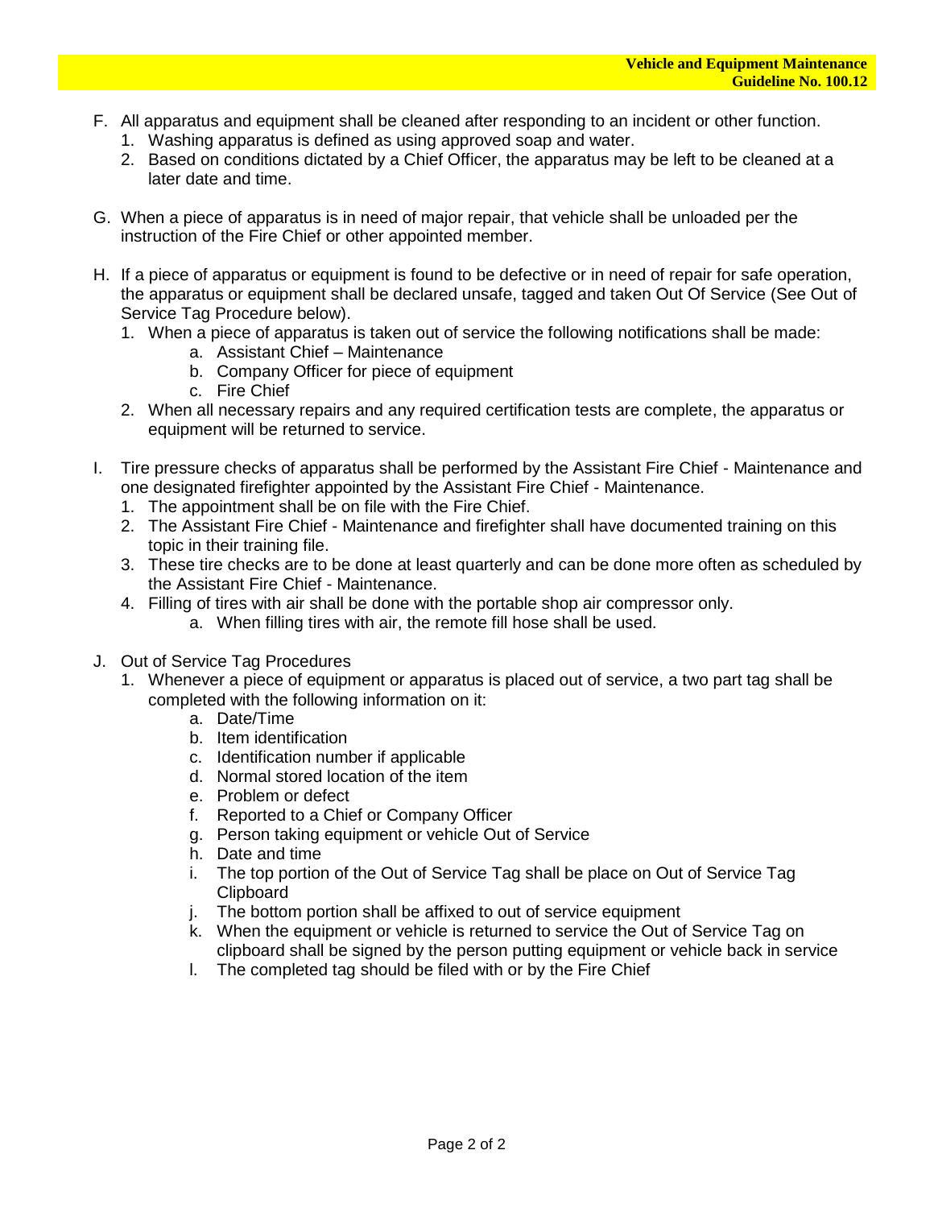F. All apparatus and equipment shall be cleaned after responding to an incident or other function.
   1. Washing apparatus is defined as using approved soap and water.
   2. Based on conditions dictated by a Chief Officer, the apparatus may be left to be cleaned at a later date and time.

G. When a piece of apparatus is in need of major repair, that vehicle shall be unloaded per the instruction of the Fire Chief or other appointed member.

H. If a piece of apparatus or equipment is found to be defective or in need of repair for safe operation, the apparatus or equipment shall be declared unsafe, tagged and taken Out Of Service (See Out of Service Tag Procedure below).
   1. When a piece of apparatus is taken out of service the following notifications shall be made:
      a. Assistant Chief – Maintenance
      b. Company Officer for piece of equipment
      c. Fire Chief
   2. When all necessary repairs and any required certification tests are complete, the apparatus or equipment will be returned to service.

I. Tire pressure checks of apparatus shall be performed by the Assistant Fire Chief - Maintenance and one designated firefighter appointed by the Assistant Fire Chief - Maintenance.
   1. The appointment shall be on file with the Fire Chief.
   2. The Assistant Fire Chief - Maintenance and firefighter shall have documented training on this topic in their training file.
   3. These tire checks are to be done at least quarterly and can be done more often as scheduled by the Assistant Fire Chief - Maintenance.
   4. Filling of tires with air shall be done with the portable shop air compressor only.
      a. When filling tires with air, the remote fill hose shall be used.

J. Out of Service Tag Procedures
   1. Whenever a piece of equipment or apparatus is placed out of service, a two part tag shall be completed with the following information on it:
      a. Date/Time
      b. Item identification
      c. Identification number if applicable
      d. Normal stored location of the item
      e. Problem or defect
      f. Reported to a Chief or Company Officer
      g. Person taking equipment or vehicle Out of Service
      h. Date and time
      i. The top portion of the Out of Service Tag shall be place on Out of Service Tag Clipboard
      j. The bottom portion shall be affixed to out of service equipment
      k. When the equipment or vehicle is returned to service the Out of Service Tag on clipboard shall be signed by the person putting equipment or vehicle back in service
      l. The completed tag should be filed with or by the Fire Chief